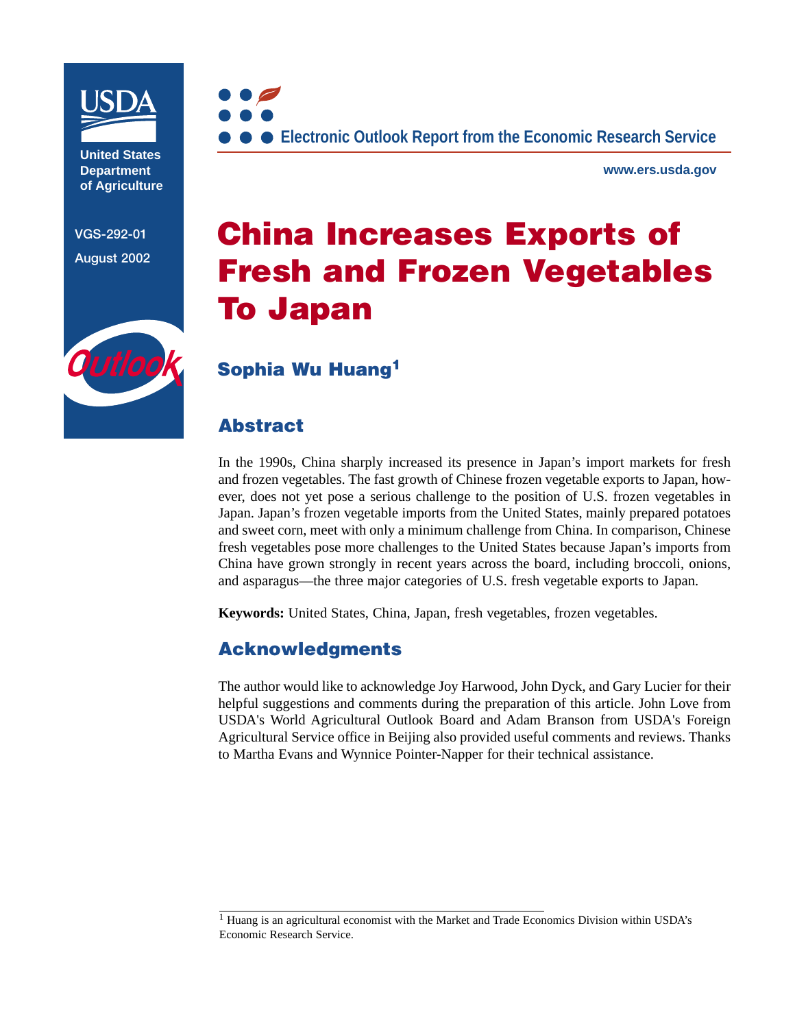United States Department of Agriculture

VGS-292-01

August 2002

Outlook

Electronic Outlook Report from the Economic Research Service

www.ers.usda.gov

# China Increases Exports of Fresh and Frozen Vegetables To Japan

## Sophia Wu Huang[1]

## Abstract

In the 1990s, China sharply increased its presence in Japan's import markets for fresh and frozen vegetables. The fast growth of Chinese frozen vegetable exports to Japan, however, does not yet pose a serious challenge to the position of U.S. frozen vegetables in Japan. Japan's frozen vegetable imports from the United States, mainly prepared potatoes and sweet corn, meet with only a minimum challenge from China. In comparison, Chinese fresh vegetables pose more challenges to the United States because Japan's imports from China have grown strongly in recent years across the board, including broccoli, onions, and asparagus—the three major categories of U.S. fresh vegetable exports to Japan.

**Keywords:** United States, China, Japan, fresh vegetables, frozen vegetables.

## Acknowledgments

The author would like to acknowledge Joy Harwood, John Dyck, and Gary Lucier for their helpful suggestions and comments during the preparation of this article. John Love from USDA's World Agricultural Outlook Board and Adam Branson from USDA's Foreign Agricultural Service office in Beijing also provided useful comments and reviews. Thanks to Martha Evans and Wynnice Pointer-Napper for their technical assistance.

---

[1] Huang is an agricultural economist with the Market and Trade Economics Division within USDA's Economic Research Service.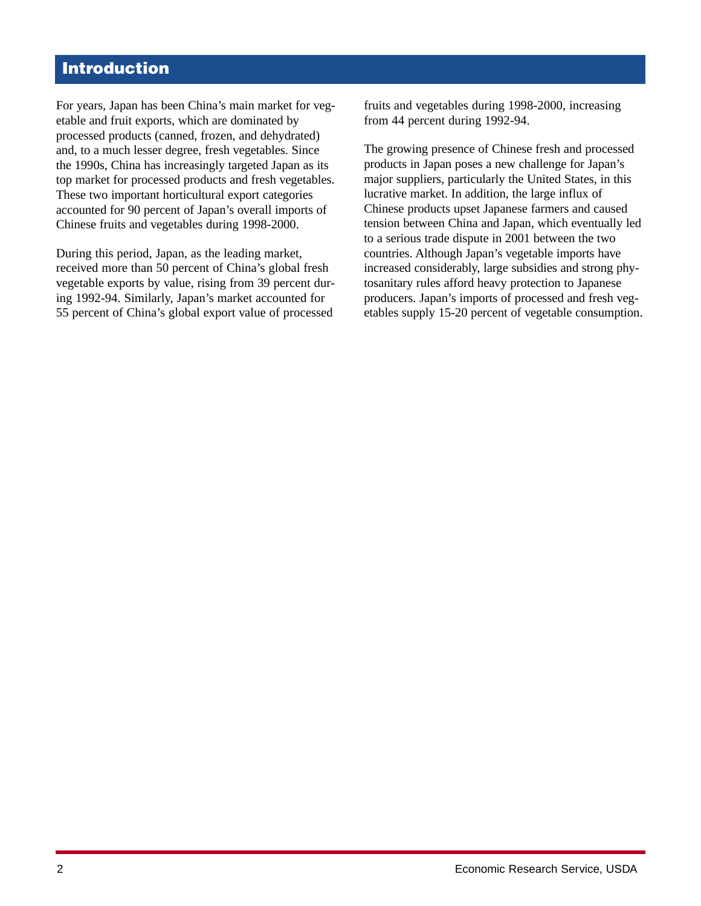# Introduction

For years, Japan has been China's main market for vegetable and fruit exports, which are dominated by processed products (canned, frozen, and dehydrated) and, to a much lesser degree, fresh vegetables. Since the 1990s, China has increasingly targeted Japan as its top market for processed products and fresh vegetables. These two important horticultural export categories accounted for 90 percent of Japan's overall imports of Chinese fruits and vegetables during 1998-2000.

During this period, Japan, as the leading market, received more than 50 percent of China's global fresh vegetable exports by value, rising from 39 percent during 1992-94. Similarly, Japan's market accounted for 55 percent of China's global export value of processed fruits and vegetables during 1998-2000, increasing from 44 percent during 1992-94.

The growing presence of Chinese fresh and processed products in Japan poses a new challenge for Japan's major suppliers, particularly the United States, in this lucrative market. In addition, the large influx of Chinese products upset Japanese farmers and caused tension between China and Japan, which eventually led to a serious trade dispute in 2001 between the two countries. Although Japan's vegetable imports have increased considerably, large subsidies and strong phytosanitary rules afford heavy protection to Japanese producers. Japan's imports of processed and fresh vegetables supply 15-20 percent of vegetable consumption.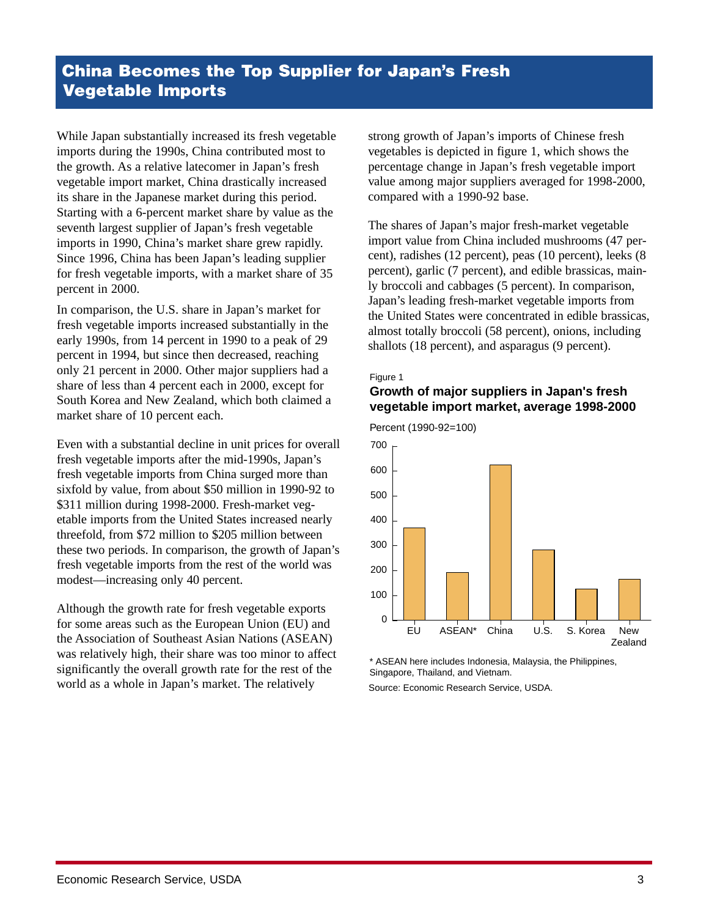# China Becomes the Top Supplier for Japan's Fresh Vegetable Imports

While Japan substantially increased its fresh vegetable imports during the 1990s, China contributed most to the growth. As a relative latecomer in Japan's fresh vegetable import market, China drastically increased its share in the Japanese market during this period. Starting with a 6-percent market share by value as the seventh largest supplier of Japan's fresh vegetable imports in 1990, China's market share grew rapidly. Since 1996, China has been Japan's leading supplier for fresh vegetable imports, with a market share of 35 percent in 2000.

In comparison, the U.S. share in Japan's market for fresh vegetable imports increased substantially in the early 1990s, from 14 percent in 1990 to a peak of 29 percent in 1994, but since then decreased, reaching only 21 percent in 2000. Other major suppliers had a share of less than 4 percent each in 2000, except for South Korea and New Zealand, which both claimed a market share of 10 percent each.

Even with a substantial decline in unit prices for overall fresh vegetable imports after the mid-1990s, Japan's fresh vegetable imports from China surged more than sixfold by value, from about $50 million in 1990-92 to $311 million during 1998-2000. Fresh-market vegetable imports from the United States increased nearly threefold, from $72 million to $205 million between these two periods. In comparison, the growth of Japan's fresh vegetable imports from the rest of the world was modest—increasing only 40 percent.

Although the growth rate for fresh vegetable exports for some areas such as the European Union (EU) and the Association of Southeast Asian Nations (ASEAN) was relatively high, their share was too minor to affect significantly the overall growth rate for the rest of the world as a whole in Japan's market. The relatively strong growth of Japan's imports of Chinese fresh vegetables is depicted in figure 1, which shows the percentage change in Japan's fresh vegetable import value among major suppliers averaged for 1998-2000, compared with a 1990-92 base.

The shares of Japan's major fresh-market vegetable import value from China included mushrooms (47 percent), radishes (12 percent), peas (10 percent), leeks (8 percent), garlic (7 percent), and edible brassicas, mainly broccoli and cabbages (5 percent). In comparison, Japan's leading fresh-market vegetable imports from the United States were concentrated in edible brassicas, almost totally broccoli (58 percent), onions, including shallots (18 percent), and asparagus (9 percent).

Figure 1

**Growth of major suppliers in Japan's fresh vegetable import market, average 1998-2000**

Percent (1990-92=100)

| Supplier | Percent (1990-92=100) |
|---|---|
| EU | ~370 |
| ASEAN* | ~190 |
| China | ~620 |
| U.S. | ~280 |
| S. Korea | ~125 |
| New Zealand | ~165 |

\* ASEAN here includes Indonesia, Malaysia, the Philippines, Singapore, Thailand, and Vietnam.

Source: Economic Research Service, USDA.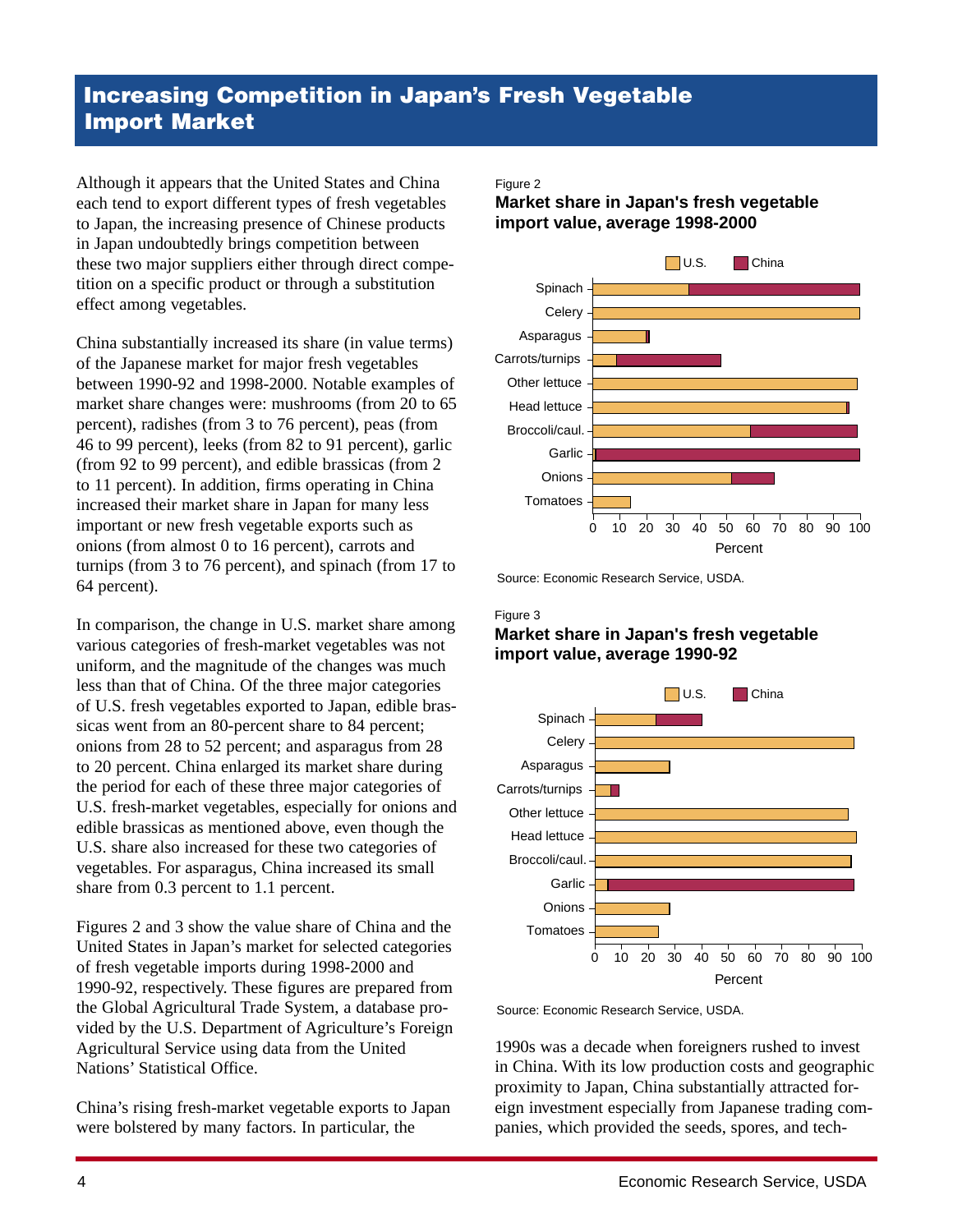# Increasing Competition in Japan's Fresh Vegetable Import Market

Although it appears that the United States and China each tend to export different types of fresh vegetables to Japan, the increasing presence of Chinese products in Japan undoubtedly brings competition between these two major suppliers either through direct competition on a specific product or through a substitution effect among vegetables.

China substantially increased its share (in value terms) of the Japanese market for major fresh vegetables between 1990-92 and 1998-2000. Notable examples of market share changes were: mushrooms (from 20 to 65 percent), radishes (from 3 to 76 percent), peas (from 46 to 99 percent), leeks (from 82 to 91 percent), garlic (from 92 to 99 percent), and edible brassicas (from 2 to 11 percent). In addition, firms operating in China increased their market share in Japan for many less important or new fresh vegetable exports such as onions (from almost 0 to 16 percent), carrots and turnips (from 3 to 76 percent), and spinach (from 17 to 64 percent).

In comparison, the change in U.S. market share among various categories of fresh-market vegetables was not uniform, and the magnitude of the changes was much less than that of China. Of the three major categories of U.S. fresh vegetables exported to Japan, edible brassicas went from an 80-percent share to 84 percent; onions from 28 to 52 percent; and asparagus from 28 to 20 percent. China enlarged its market share during the period for each of these three major categories of U.S. fresh-market vegetables, especially for onions and edible brassicas as mentioned above, even though the U.S. share also increased for these two categories of vegetables. For asparagus, China increased its small share from 0.3 percent to 1.1 percent.

Figures 2 and 3 show the value share of China and the United States in Japan's market for selected categories of fresh vegetable imports during 1998-2000 and 1990-92, respectively. These figures are prepared from the Global Agricultural Trade System, a database provided by the U.S. Department of Agriculture's Foreign Agricultural Service using data from the United Nations' Statistical Office.

China's rising fresh-market vegetable exports to Japan were bolstered by many factors. In particular, the 1990s was a decade when foreigners rushed to invest in China. With its low production costs and geographic proximity to Japan, China substantially attracted foreign investment especially from Japanese trading companies, which provided the seeds, spores, and tech-

Figure 2

**Market share in Japan's fresh vegetable import value, average 1998-2000**

Source: Economic Research Service, USDA.

Figure 3

**Market share in Japan's fresh vegetable import value, average 1990-92**

Source: Economic Research Service, USDA.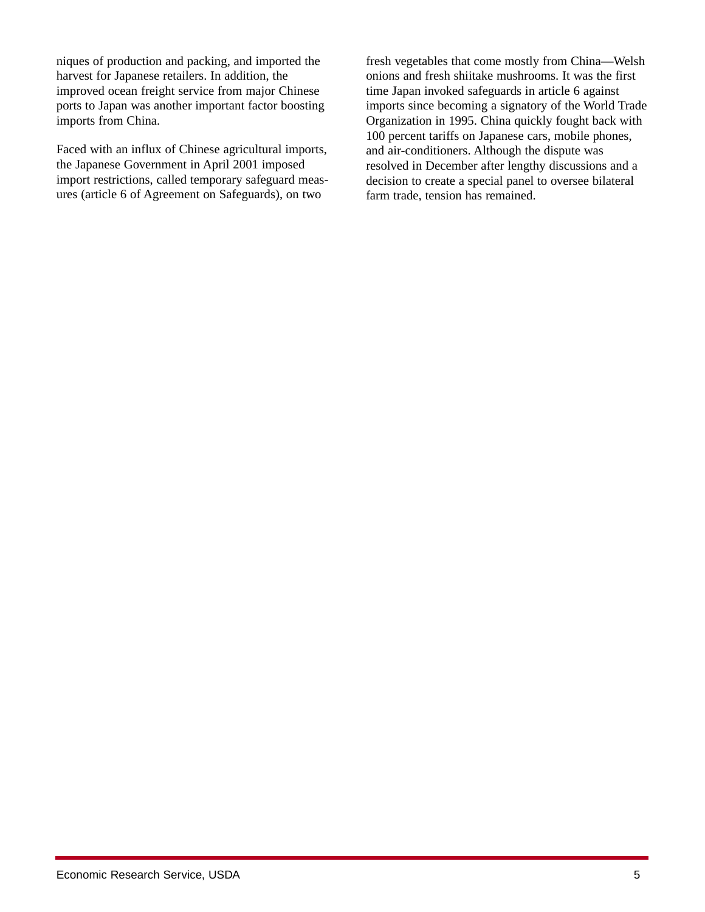niques of production and packing, and imported the harvest for Japanese retailers. In addition, the improved ocean freight service from major Chinese ports to Japan was another important factor boosting imports from China.

Faced with an influx of Chinese agricultural imports, the Japanese Government in April 2001 imposed import restrictions, called temporary safeguard measures (article 6 of Agreement on Safeguards), on two fresh vegetables that come mostly from China—Welsh onions and fresh shiitake mushrooms. It was the first time Japan invoked safeguards in article 6 against imports since becoming a signatory of the World Trade Organization in 1995. China quickly fought back with 100 percent tariffs on Japanese cars, mobile phones, and air-conditioners. Although the dispute was resolved in December after lengthy discussions and a decision to create a special panel to oversee bilateral farm trade, tension has remained.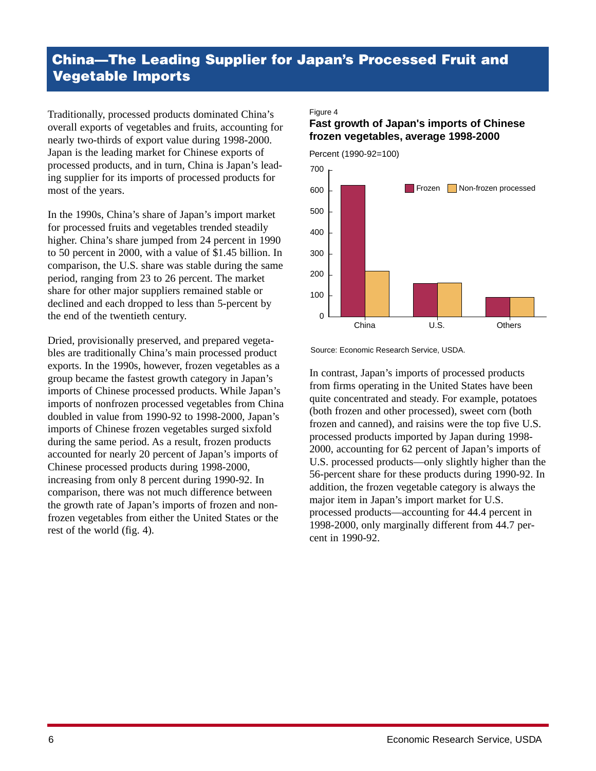# China—The Leading Supplier for Japan's Processed Fruit and Vegetable Imports

Traditionally, processed products dominated China's overall exports of vegetables and fruits, accounting for nearly two-thirds of export value during 1998-2000. Japan is the leading market for Chinese exports of processed products, and in turn, China is Japan's leading supplier for its imports of processed products for most of the years.

In the 1990s, China's share of Japan's import market for processed fruits and vegetables trended steadily higher. China's share jumped from 24 percent in 1990 to 50 percent in 2000, with a value of $1.45 billion. In comparison, the U.S. share was stable during the same period, ranging from 23 to 26 percent. The market share for other major suppliers remained stable or declined and each dropped to less than 5-percent by the end of the twentieth century.

Dried, provisionally preserved, and prepared vegetables are traditionally China's main processed product exports. In the 1990s, however, frozen vegetables as a group became the fastest growth category in Japan's imports of Chinese processed products. While Japan's imports of nonfrozen processed vegetables from China doubled in value from 1990-92 to 1998-2000, Japan's imports of Chinese frozen vegetables surged sixfold during the same period. As a result, frozen products accounted for nearly 20 percent of Japan's imports of Chinese processed products during 1998-2000, increasing from only 8 percent during 1990-92. In comparison, there was not much difference between the growth rate of Japan's imports of frozen and non-frozen vegetables from either the United States or the rest of the world (fig. 4).

Figure 4

**Fast growth of Japan's imports of Chinese frozen vegetables, average 1998-2000**

Percent (1990-92=100)

| | Frozen | Non-frozen processed |
|---|---|---|
| China | ~625 | ~220 |
| U.S. | ~160 | ~162 |
| Others | ~93 | ~93 |

Source: Economic Research Service, USDA.

In contrast, Japan's imports of processed products from firms operating in the United States have been quite concentrated and steady. For example, potatoes (both frozen and other processed), sweet corn (both frozen and canned), and raisins were the top five U.S. processed products imported by Japan during 1998-2000, accounting for 62 percent of Japan's imports of U.S. processed products—only slightly higher than the 56-percent share for these products during 1990-92. In addition, the frozen vegetable category is always the major item in Japan's import market for U.S. processed products—accounting for 44.4 percent in 1998-2000, only marginally different from 44.7 percent in 1990-92.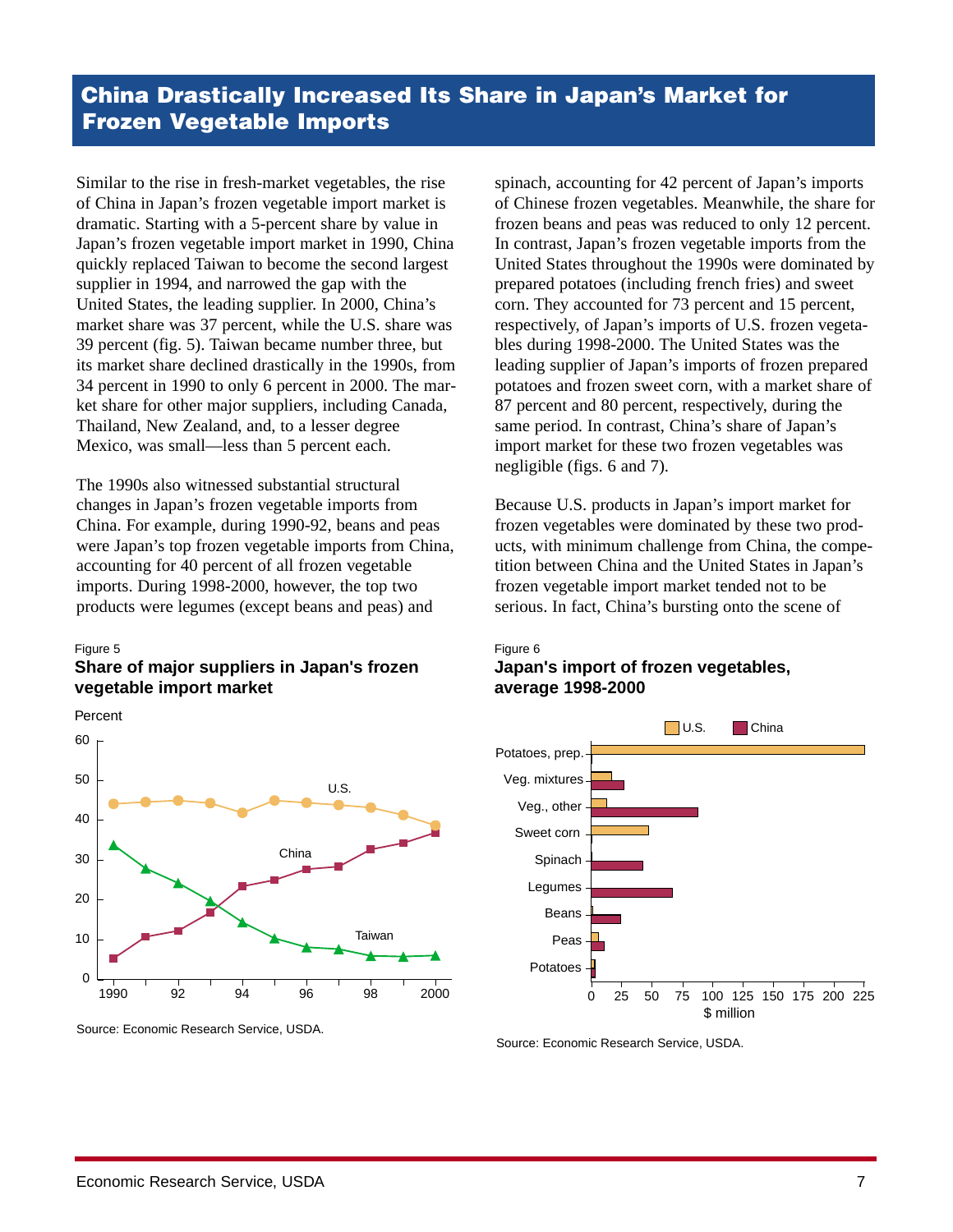# China Drastically Increased Its Share in Japan's Market for Frozen Vegetable Imports

Similar to the rise in fresh-market vegetables, the rise of China in Japan's frozen vegetable import market is dramatic. Starting with a 5-percent share by value in Japan's frozen vegetable import market in 1990, China quickly replaced Taiwan to become the second largest supplier in 1994, and narrowed the gap with the United States, the leading supplier. In 2000, China's market share was 37 percent, while the U.S. share was 39 percent (fig. 5). Taiwan became number three, but its market share declined drastically in the 1990s, from 34 percent in 1990 to only 6 percent in 2000. The market share for other major suppliers, including Canada, Thailand, New Zealand, and, to a lesser degree Mexico, was small—less than 5 percent each.

The 1990s also witnessed substantial structural changes in Japan's frozen vegetable imports from China. For example, during 1990-92, beans and peas were Japan's top frozen vegetable imports from China, accounting for 40 percent of all frozen vegetable imports. During 1998-2000, however, the top two products were legumes (except beans and peas) and spinach, accounting for 42 percent of Japan's imports of Chinese frozen vegetables. Meanwhile, the share for frozen beans and peas was reduced to only 12 percent. In contrast, Japan's frozen vegetable imports from the United States throughout the 1990s were dominated by prepared potatoes (including french fries) and sweet corn. They accounted for 73 percent and 15 percent, respectively, of Japan's imports of U.S. frozen vegetables during 1998-2000. The United States was the leading supplier of Japan's imports of frozen prepared potatoes and frozen sweet corn, with a market share of 87 percent and 80 percent, respectively, during the same period. In contrast, China's share of Japan's import market for these two frozen vegetables was negligible (figs. 6 and 7).

Because U.S. products in Japan's import market for frozen vegetables were dominated by these two products, with minimum challenge from China, the competition between China and the United States in Japan's frozen vegetable import market tended not to be serious. In fact, China's bursting onto the scene of

Figure 5

**Share of major suppliers in Japan's frozen vegetable import market**

Source: Economic Research Service, USDA.

Figure 6

**Japan's import of frozen vegetables, average 1998-2000**

Source: Economic Research Service, USDA.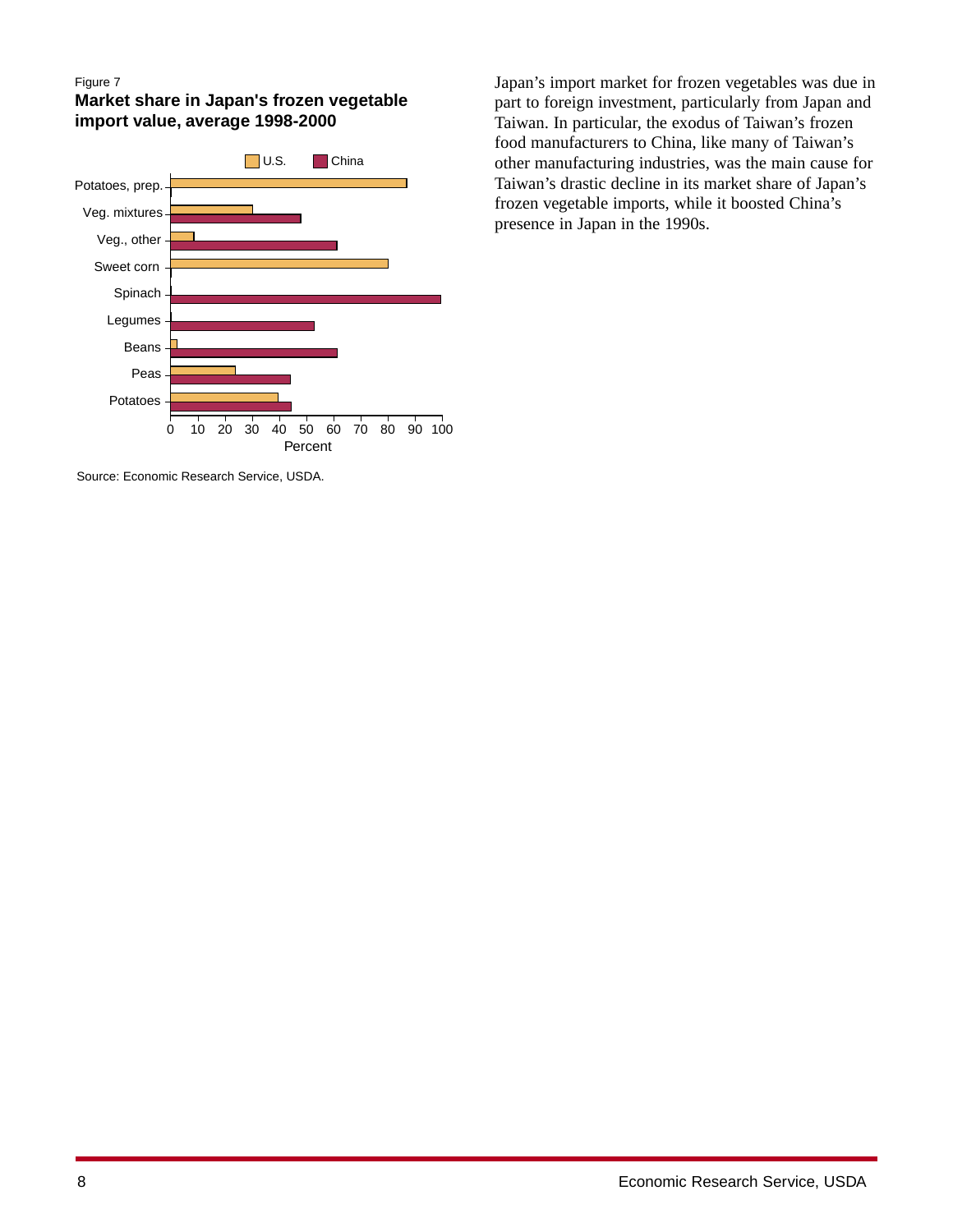Figure 7

**Market share in Japan's frozen vegetable import value, average 1998-2000**

Source: Economic Research Service, USDA.

Japan's import market for frozen vegetables was due in part to foreign investment, particularly from Japan and Taiwan. In particular, the exodus of Taiwan's frozen food manufacturers to China, like many of Taiwan's other manufacturing industries, was the main cause for Taiwan's drastic decline in its market share of Japan's frozen vegetable imports, while it boosted China's presence in Japan in the 1990s.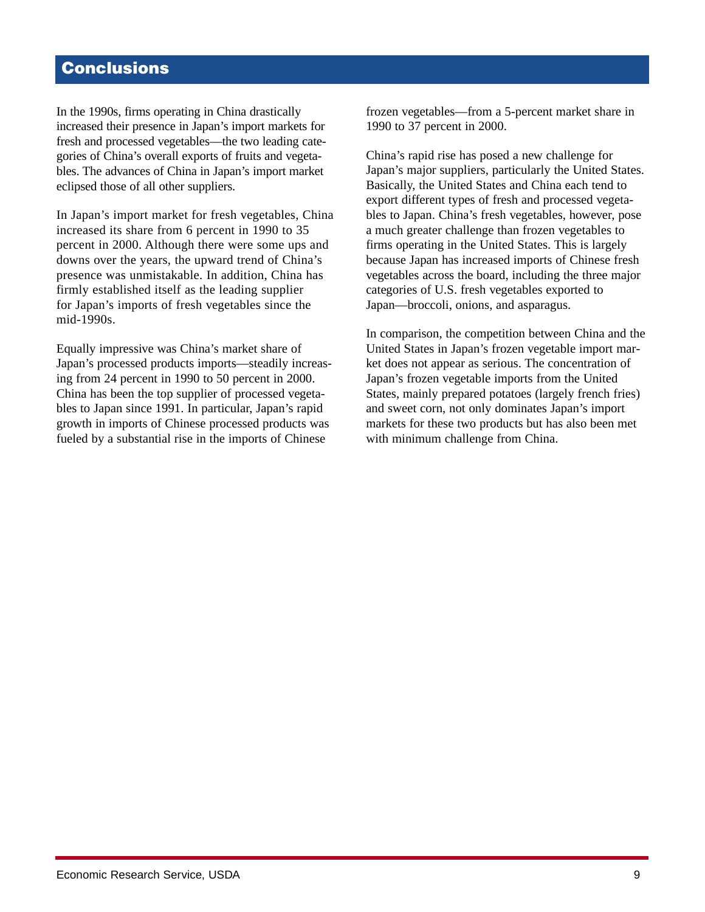## Conclusions

In the 1990s, firms operating in China drastically increased their presence in Japan's import markets for fresh and processed vegetables—the two leading categories of China's overall exports of fruits and vegetables. The advances of China in Japan's import market eclipsed those of all other suppliers.

In Japan's import market for fresh vegetables, China increased its share from 6 percent in 1990 to 35 percent in 2000. Although there were some ups and downs over the years, the upward trend of China's presence was unmistakable. In addition, China has firmly established itself as the leading supplier for Japan's imports of fresh vegetables since the mid-1990s.

Equally impressive was China's market share of Japan's processed products imports—steadily increasing from 24 percent in 1990 to 50 percent in 2000. China has been the top supplier of processed vegetables to Japan since 1991. In particular, Japan's rapid growth in imports of Chinese processed products was fueled by a substantial rise in the imports of Chinese frozen vegetables—from a 5-percent market share in 1990 to 37 percent in 2000.

China's rapid rise has posed a new challenge for Japan's major suppliers, particularly the United States. Basically, the United States and China each tend to export different types of fresh and processed vegetables to Japan. China's fresh vegetables, however, pose a much greater challenge than frozen vegetables to firms operating in the United States. This is largely because Japan has increased imports of Chinese fresh vegetables across the board, including the three major categories of U.S. fresh vegetables exported to Japan—broccoli, onions, and asparagus.

In comparison, the competition between China and the United States in Japan's frozen vegetable import market does not appear as serious. The concentration of Japan's frozen vegetable imports from the United States, mainly prepared potatoes (largely french fries) and sweet corn, not only dominates Japan's import markets for these two products but has also been met with minimum challenge from China.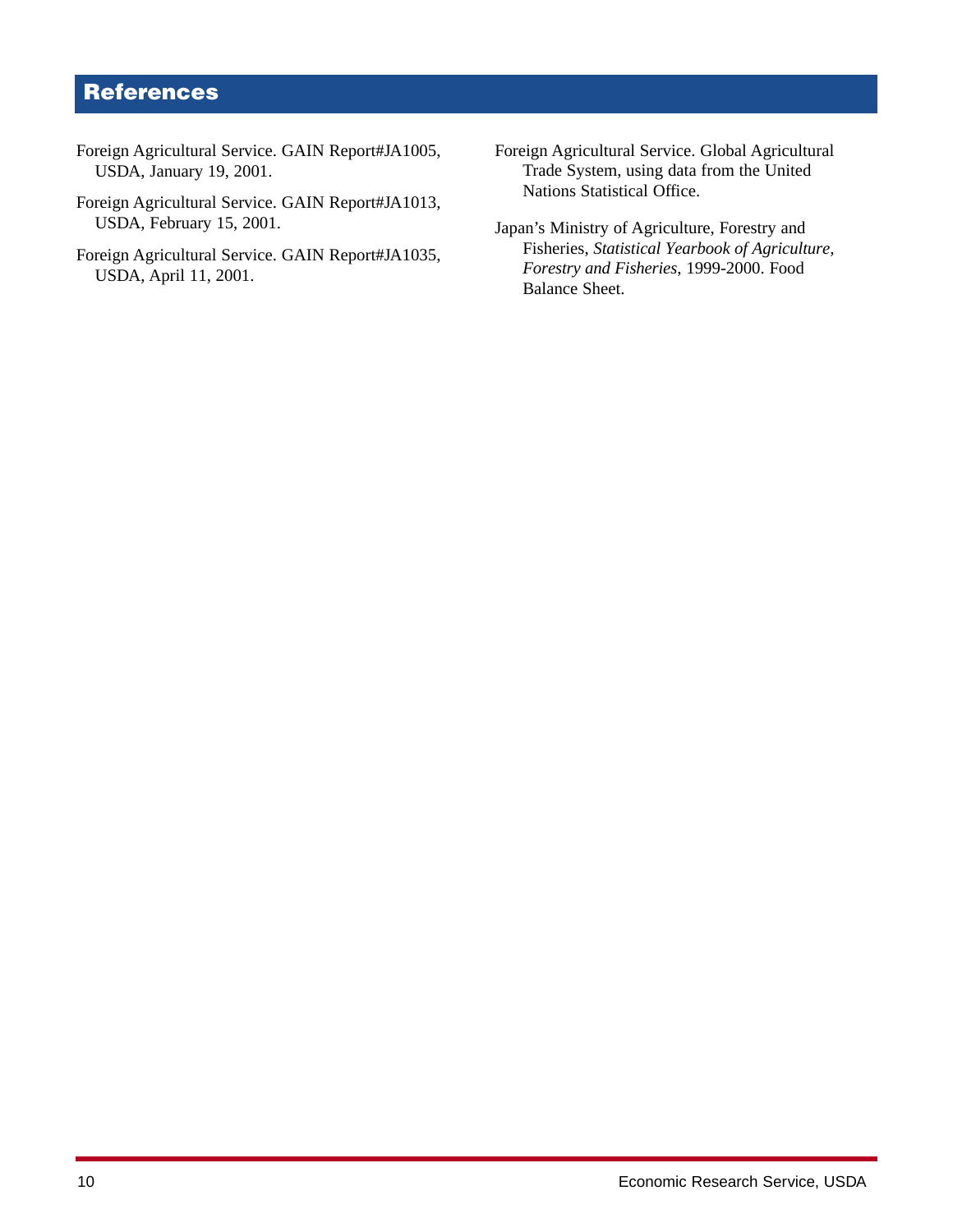## References

Foreign Agricultural Service. GAIN Report#JA1005, USDA, January 19, 2001.

Foreign Agricultural Service. GAIN Report#JA1013, USDA, February 15, 2001.

Foreign Agricultural Service. GAIN Report#JA1035, USDA, April 11, 2001.

Foreign Agricultural Service. Global Agricultural Trade System, using data from the United Nations Statistical Office.

Japan’s Ministry of Agriculture, Forestry and Fisheries, *Statistical Yearbook of Agriculture, Forestry and Fisheries*, 1999-2000. Food Balance Sheet.